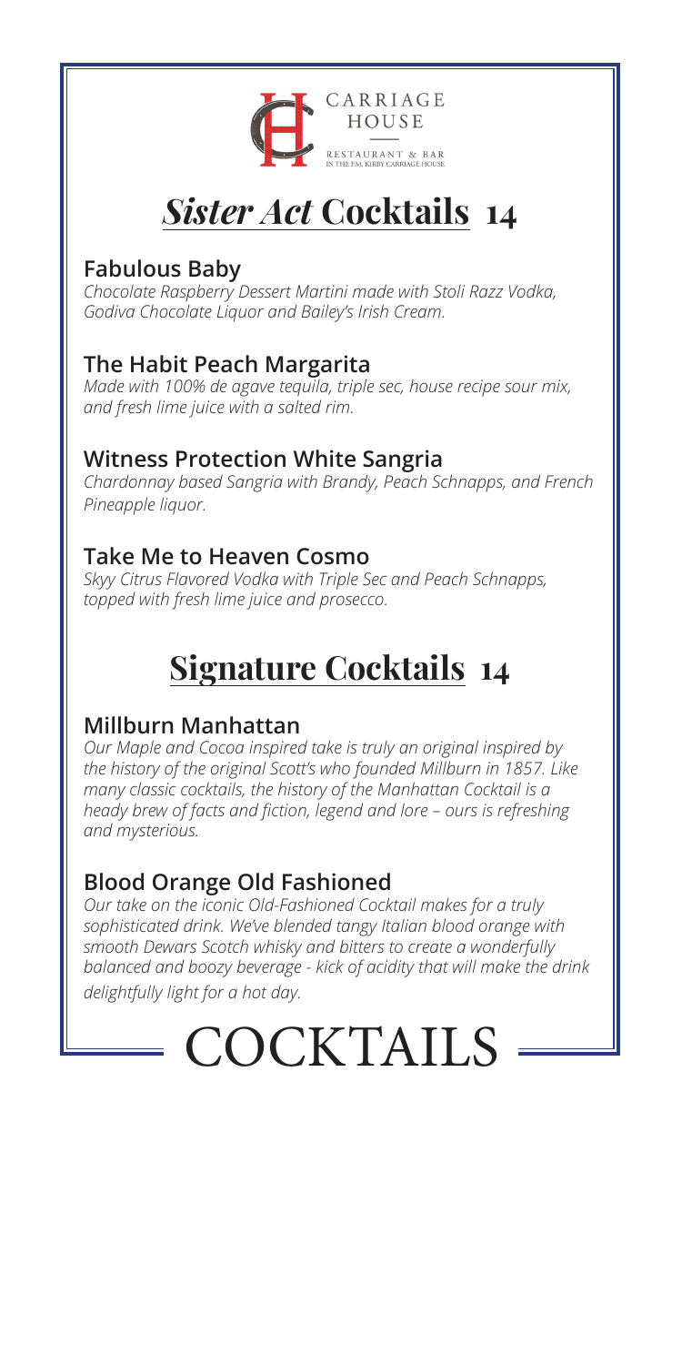CARRIAGE HOUSE

RESTAURANT & BAR
IN THE F.M. KIRBY CARRIAGE HOUSE

# *Sister Act* Cocktails 14

### Fabulous Baby

*Chocolate Raspberry Dessert Martini made with Stoli Razz Vodka, Godiva Chocolate Liquor and Bailey's Irish Cream.*

### The Habit Peach Margarita

*Made with 100% de agave tequila, triple sec, house recipe sour mix, and fresh lime juice with a salted rim.*

### Witness Protection White Sangria

*Chardonnay based Sangria with Brandy, Peach Schnapps, and French Pineapple liquor.*

### Take Me to Heaven Cosmo

*Skyy Citrus Flavored Vodka with Triple Sec and Peach Schnapps, topped with fresh lime juice and prosecco.*

# Signature Cocktails 14

### Millburn Manhattan

*Our Maple and Cocoa inspired take is truly an original inspired by the history of the original Scott's who founded Millburn in 1857. Like many classic cocktails, the history of the Manhattan Cocktail is a heady brew of facts and fiction, legend and lore – ours is refreshing and mysterious.*

### Blood Orange Old Fashioned

*Our take on the iconic Old-Fashioned Cocktail makes for a truly sophisticated drink. We've blended tangy Italian blood orange with smooth Dewars Scotch whisky and bitters to create a wonderfully balanced and boozy beverage - kick of acidity that will make the drink delightfully light for a hot day.*

# COCKTAILS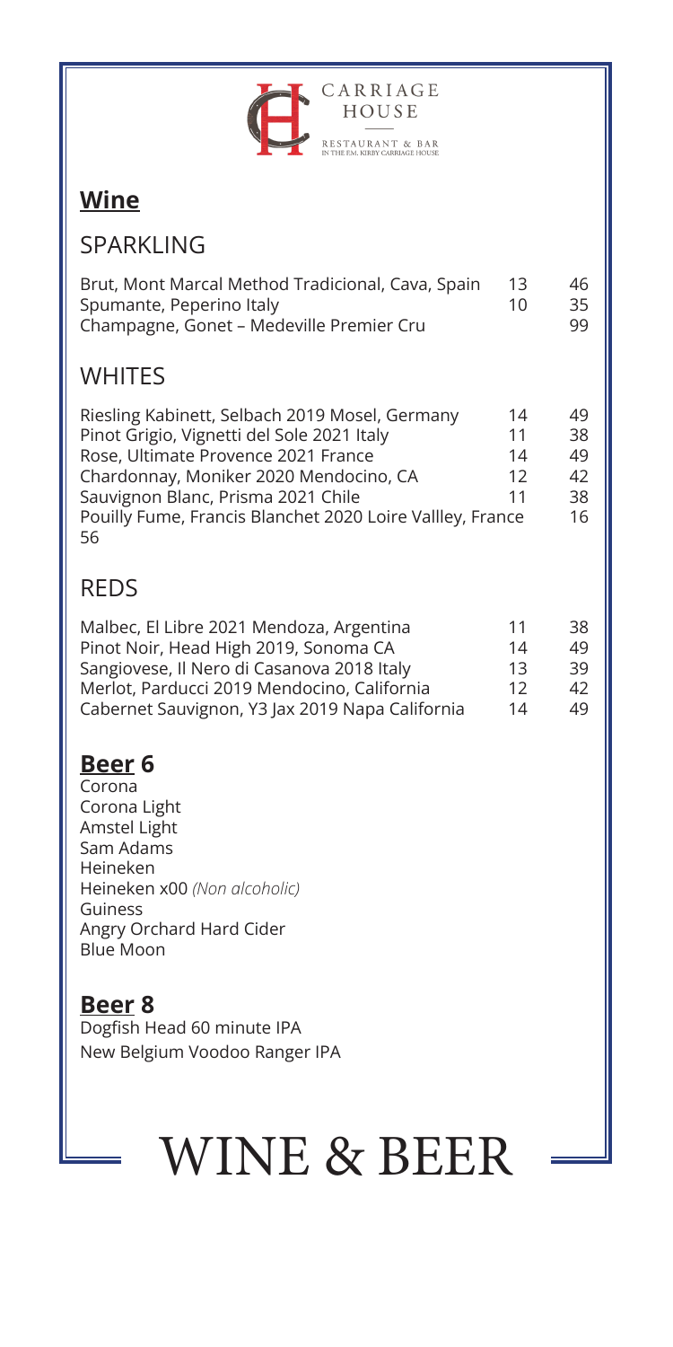CARRIAGE HOUSE

RESTAURANT & BAR
IN THE F.M. KIRBY CARRIAGE HOUSE

## **Wine**

### SPARKLING

| | | |
|---|---|---|
| Brut, Mont Marcal Method Tradicional, Cava, Spain | 13 | 46 |
| Spumante, Peperino Italy | 10 | 35 |
| Champagne, Gonet – Medeville Premier Cru | | 99 |

### WHITES

| | | |
|---|---|---|
| Riesling Kabinett, Selbach 2019 Mosel, Germany | 14 | 49 |
| Pinot Grigio, Vignetti del Sole 2021 Italy | 11 | 38 |
| Rose, Ultimate Provence 2021 France | 14 | 49 |
| Chardonnay, Moniker 2020 Mendocino, CA | 12 | 42 |
| Sauvignon Blanc, Prisma 2021 Chile | 11 | 38 |
| Pouilly Fume, Francis Blanchet 2020 Loire Vallley, France | 16 | 56 |

### REDS

| | | |
|---|---|---|
| Malbec, El Libre 2021 Mendoza, Argentina | 11 | 38 |
| Pinot Noir, Head High 2019, Sonoma CA | 14 | 49 |
| Sangiovese, Il Nero di Casanova 2018 Italy | 13 | 39 |
| Merlot, Parducci 2019 Mendocino, California | 12 | 42 |
| Cabernet Sauvignon, Y3 Jax 2019 Napa California | 14 | 49 |

## **Beer 6**

Corona
Corona Light
Amstel Light
Sam Adams
Heineken
Heineken x00 *(Non alcoholic)*
Guiness
Angry Orchard Hard Cider
Blue Moon

## **Beer 8**

Dogfish Head 60 minute IPA
New Belgium Voodoo Ranger IPA

# WINE & BEER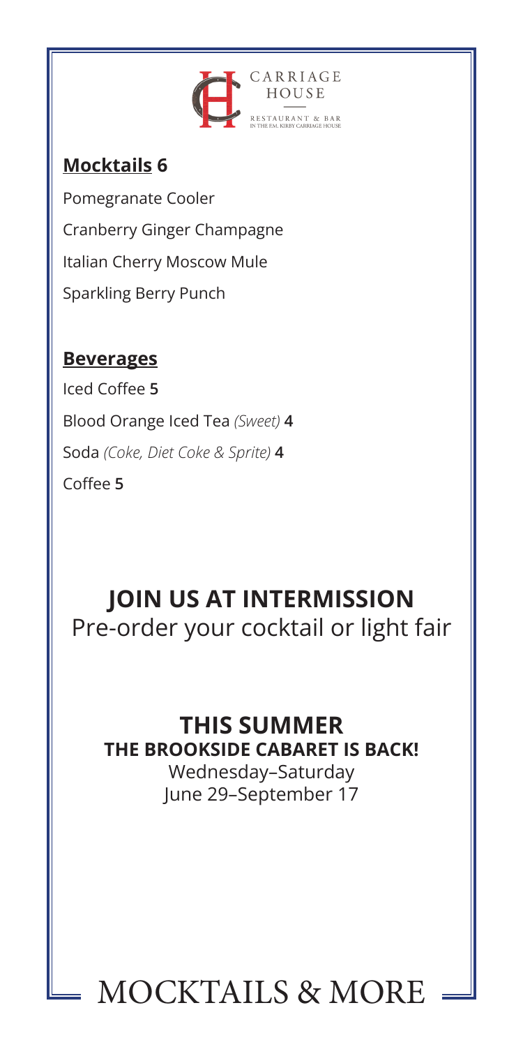CARRIAGE HOUSE

RESTAURANT & BAR
IN THE F.M. KIRBY CARRIAGE HOUSE

## Mocktails **6**

Pomegranate Cooler

Cranberry Ginger Champagne

Italian Cherry Moscow Mule

Sparkling Berry Punch

## Beverages

Iced Coffee **5**

Blood Orange Iced Tea *(Sweet)* **4**

Soda *(Coke, Diet Coke & Sprite)* **4**

Coffee **5**

# JOIN US AT INTERMISSION

Pre-order your cocktail or light fair

## THIS SUMMER

**THE BROOKSIDE CABARET IS BACK!**

Wednesday–Saturday
June 29–September 17

MOCKTAILS & MORE